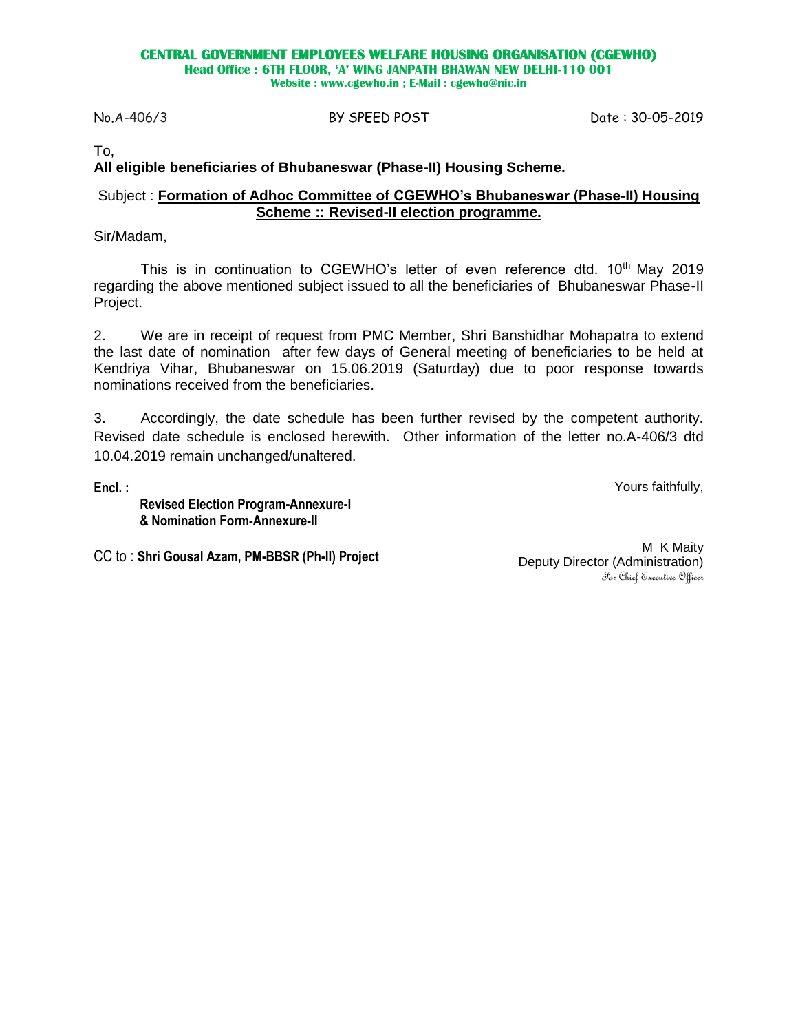**CENTRAL GOVERNMENT EMPLOYEES WELFARE HOUSING ORGANISATION (CGEWHO)**
**Head Office : 6TH FLOOR, 'A' WING JANPATH BHAWAN NEW DELHI-110 001**
**Website : www.cgewho.in ; E-Mail : cgewho@nic.in**

No.A-406/3 BY SPEED POST Date : 30-05-2019

To,
**All eligible beneficiaries of Bhubaneswar (Phase-II) Housing Scheme.**

Subject : **Formation of Adhoc Committee of CGEWHO's Bhubaneswar (Phase-II) Housing Scheme :: Revised-II election programme.**

Sir/Madam,

This is in continuation to CGEWHO's letter of even reference dtd. 10th May 2019 regarding the above mentioned subject issued to all the beneficiaries of Bhubaneswar Phase-II Project.

2. We are in receipt of request from PMC Member, Shri Banshidhar Mohapatra to extend the last date of nomination after few days of General meeting of beneficiaries to be held at Kendriya Vihar, Bhubaneswar on 15.06.2019 (Saturday) due to poor response towards nominations received from the beneficiaries.

3. Accordingly, the date schedule has been further revised by the competent authority. Revised date schedule is enclosed herewith. Other information of the letter no.A-406/3 dtd 10.04.2019 remain unchanged/unaltered.

**Encl. :**
**Revised Election Program-Annexure-I**
**& Nomination Form-Annexure-II**

Yours faithfully,

M K Maity
Deputy Director (Administration)
*For Chief Executive Officer*

CC to : **Shri Gousal Azam, PM-BBSR (Ph-II) Project**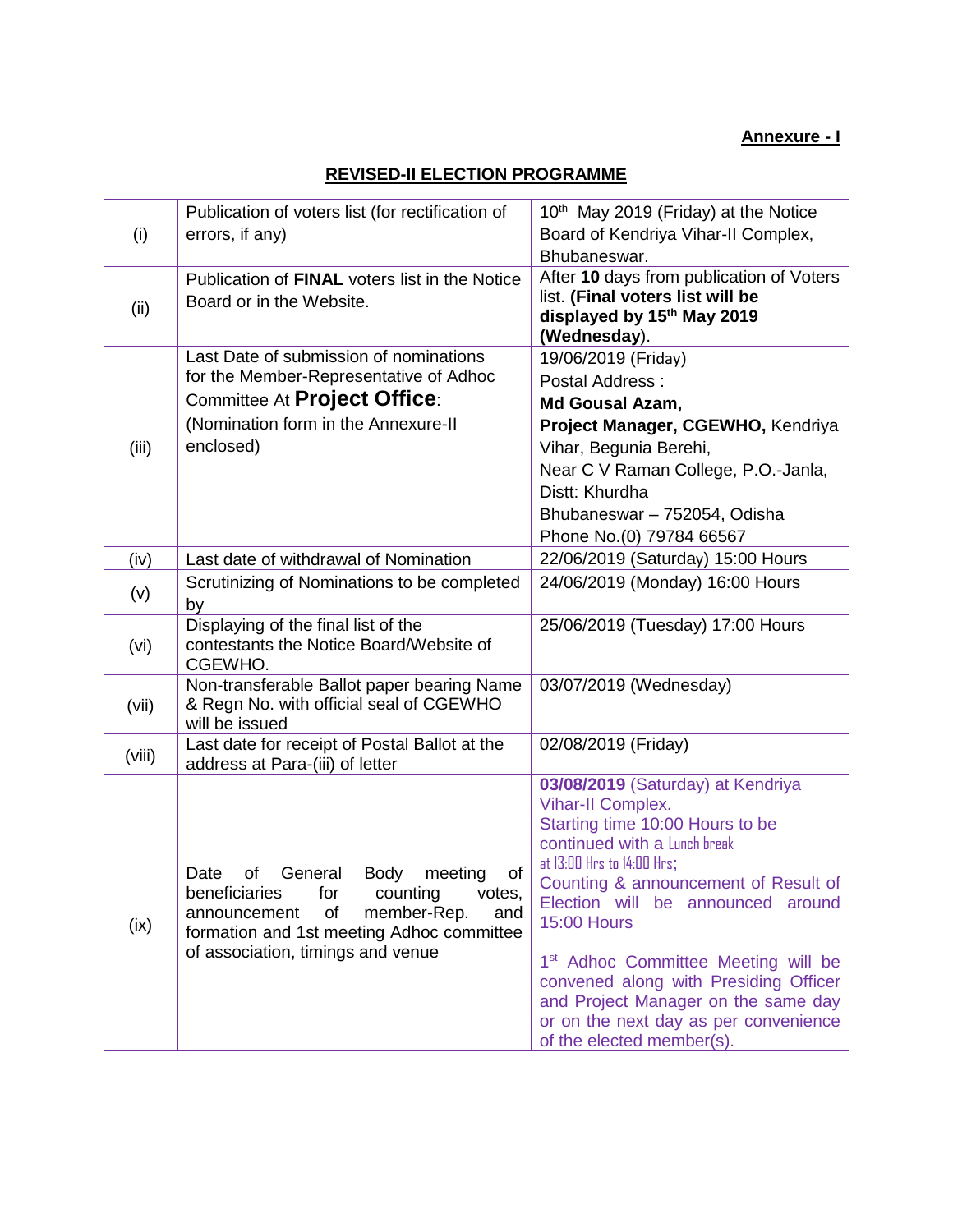**Annexure - I**

## REVISED-II ELECTION PROGRAMME

| | | |
|---|---|---|
| (i) | Publication of voters list (for rectification of errors, if any) | 10th May 2019 (Friday) at the Notice Board of Kendriya Vihar-II Complex, Bhubaneswar. |
| (ii) | Publication of **FINAL** voters list in the Notice Board or in the Website. | After **10** days from publication of Voters list. **(Final voters list will be displayed by 15th May 2019 (Wednesday)**). |
| (iii) | Last Date of submission of nominations for the Member-Representative of Adhoc Committee At **Project Office**: (Nomination form in the Annexure-II enclosed) | 19/06/2019 (Friday)<br>Postal Address :<br>**Md Gousal Azam,**<br>**Project Manager, CGEWHO,** Kendriya Vihar, Begunia Berehi,<br>Near C V Raman College, P.O.-Janla, Distt: Khurdha<br>Bhubaneswar – 752054, Odisha<br>Phone No.(0) 79784 66567 |
| (iv) | Last date of withdrawal of Nomination | 22/06/2019 (Saturday) 15:00 Hours |
| (v) | Scrutinizing of Nominations to be completed by | 24/06/2019 (Monday) 16:00 Hours |
| (vi) | Displaying of the final list of the contestants the Notice Board/Website of CGEWHO. | 25/06/2019 (Tuesday) 17:00 Hours |
| (vii) | Non-transferable Ballot paper bearing Name & Regn No. with official seal of CGEWHO will be issued | 03/07/2019 (Wednesday) |
| (viii) | Last date for receipt of Postal Ballot at the address at Para-(iii) of letter | 02/08/2019 (Friday) |
| (ix) | Date of General Body meeting of beneficiaries for counting votes, announcement of member-Rep. and formation and 1st meeting Adhoc committee of association, timings and venue | **03/08/2019** (Saturday) at Kendriya Vihar-II Complex.<br>Starting time 10:00 Hours to be continued with a Lunch break at 13:00 Hrs to 14:00 Hrs;<br>Counting & announcement of Result of Election will be announced around 15:00 Hours<br><br>1st Adhoc Committee Meeting will be convened along with Presiding Officer and Project Manager on the same day or on the next day as per convenience of the elected member(s). |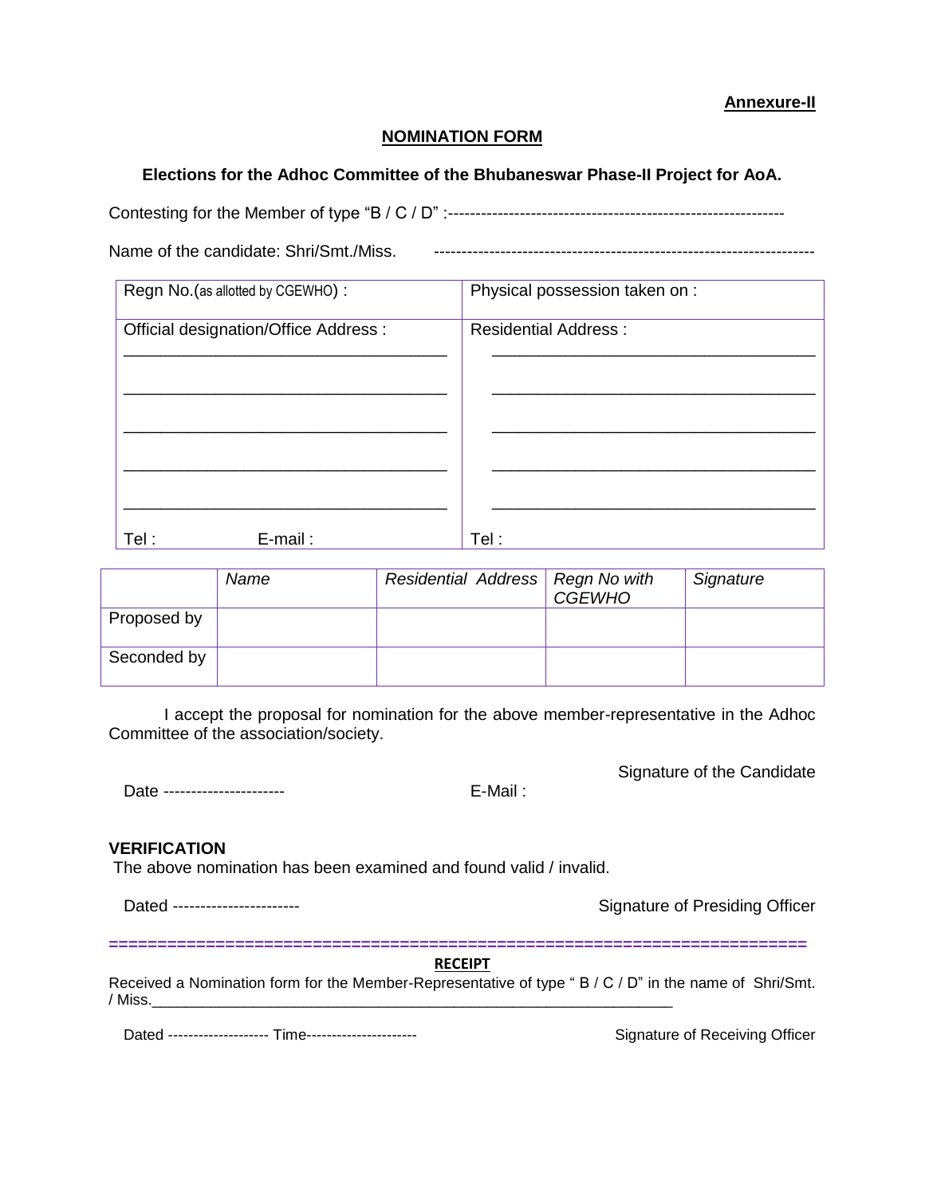**Annexure-II**

## NOMINATION FORM

### Elections for the Adhoc Committee of the Bhubaneswar Phase-II Project for AoA.

Contesting for the Member of type "B / C / D" :------------------------------------------------------------

Name of the candidate: Shri/Smt./Miss. -------------------------------------------------------------------

| | |
|---|---|
| Regn No.(as allotted by CGEWHO) : | Physical possession taken on : |
| Official designation/Office Address :<br>___________________________________<br>___________________________________<br>___________________________________<br>___________________________________<br>___________________________________<br>Tel : E-mail : | Residential Address :<br>___________________________________<br>___________________________________<br>___________________________________<br>___________________________________<br>___________________________________<br>Tel : |

| | *Name* | *Residential Address* | *Regn No with CGEWHO* | *Signature* |
|---|---|---|---|---|
| Proposed by | | | | |
| Seconded by | | | | |

I accept the proposal for nomination for the above member-representative in the Adhoc Committee of the association/society.

Signature of the Candidate

Date ---------------------- E-Mail :

**VERIFICATION**

The above nomination has been examined and found valid / invalid.

Dated ----------------------- Signature of Presiding Officer

=====================================================================

**RECEIPT**

Received a Nomination form for the Member-Representative of type " B / C / D" in the name of Shri/Smt. / Miss.________________________________________________________________

Dated -------------------- Time--------------------- Signature of Receiving Officer